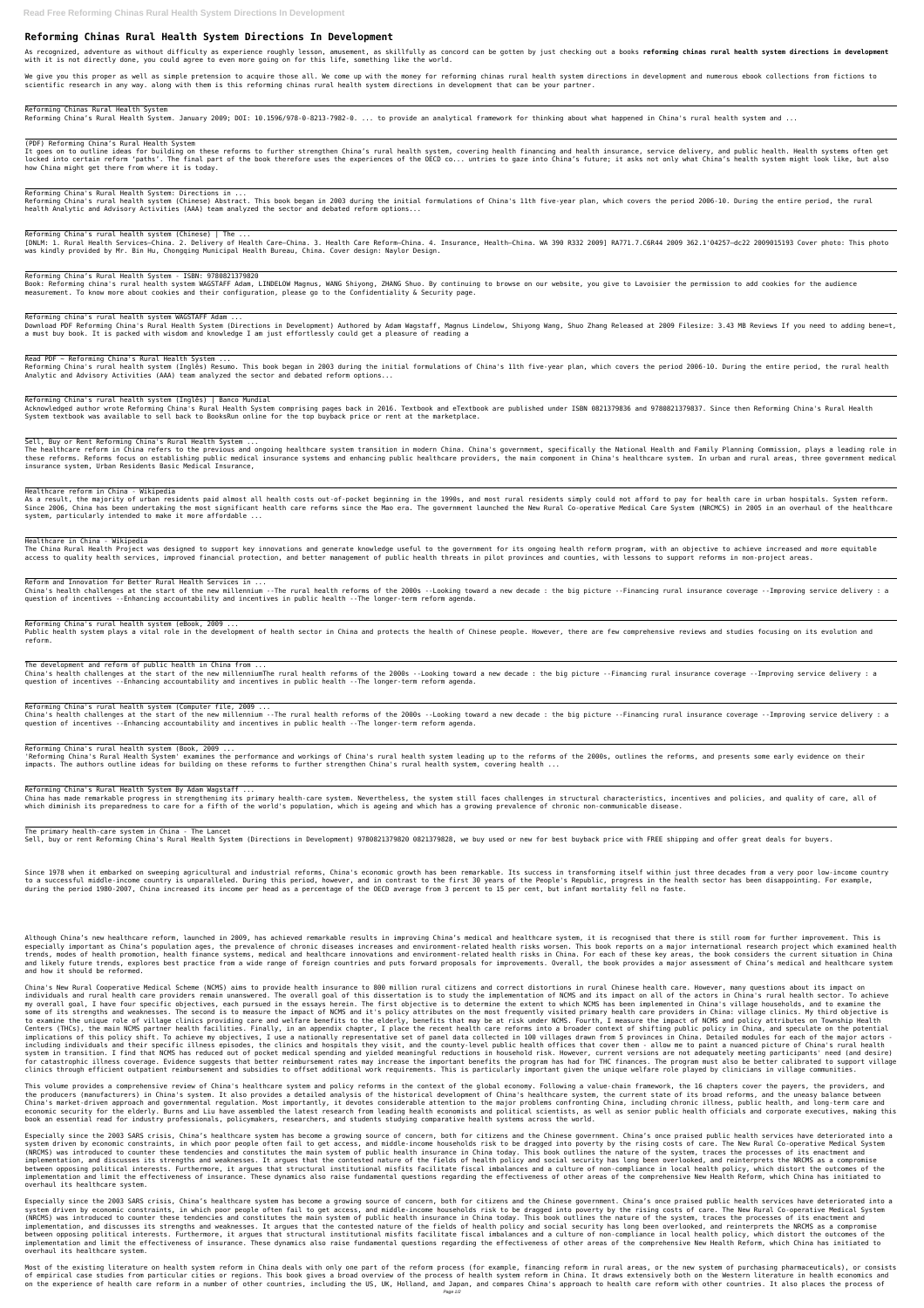# Reformring Chinas Rural Health System Directions In Development

As recognized, adventure as without difficulty as experience roughly lesson, amusement, as skillfully as concord can be gotten by just checking out a books **reforming chinas rural health system directions in development** with it is not directly done, you could agree to even more going on for this life, something like the world.

We give you this proper as well as simple pretension to acquire those all. We come up with the money for reforming chinas rural health system directions in development and numerous ebook collections from fictions to scientific research in any way. along with them is this reforming chinas rural health system directions in development that can be your partner.

Reforming Chinas Rural Health System

Reforming China's Rural Health System. January 2009; DOI: 10.1596/978-0-8213-7982-0. ... to provide an analytical framework for thinking about what happened in China's rural health system and ...

(PDF) Reforming China's Rural Health System

It goes on to outline ideas for building on these reforms to further strengthen China's rural health system, covering health financing and health insurance, service delivery, and public health. Health systems often get locked into certain reform 'paths'. The final part of the book therefore uses the experiences of the OECD co... untries to gaze into China's future; it asks not only what China's health system might look like, but also how China might get there from where it is today.

Reforming China's Rural Health System: Directions in ...

Reforming China's rural health system (Chinese) Abstract. This book began in 2003 during the initial formulations of China's 11th five-year plan, which covers the period 2006-10. During the entire period, the rural health Analytic and Advisory Activities (AAA) team analyzed the sector and debated reform options...

Reforming China's rural health system (Chinese) | The ...

[DNLM: 1. Rural Health Services—China. 2. Delivery of Health Care—China. 3. Health Care Reform—China. 4. Insurance, Health—China. WA 390 R332 2009] RA771.7.C6R44 2009 362.1'04257—dc22 2009015193 Cover photo: This photo was kindly provided by Mr. Bin Hu, Chongqing Municipal Health Bureau, China. Cover design: Naylor Design.

Reforming China's Rural Health System - ISBN: 9780821379820

Book: Reforming china's rural health system WAGSTAFF Adam, LINDELOW Magnus, WANG Shiyong, ZHANG Shuo. By continuing to browse on our website, you give to Lavoisier the permission to add cookies for the audience measurement. To know more about cookies and their configuration, please go to the Confidentiality & Security page.

Reforming china's rural health system WAGSTAFF Adam ...

Download PDF Reforming China's Rural Health System (Directions in Development) Authored by Adam Wagstaff, Magnus Lindelow, Shiyong Wang, Shuo Zhang Released at 2009 Filesize: 3.43 MB Reviews If you need to adding bene=t, a must buy book. It is packed with wisdom and knowledge I am just effortlessly could get a pleasure of reading a

Read PDF ~ Reforming China's Rural Health System ...

Reforming China's rural health system (Inglês) Resumo. This book began in 2003 during the initial formulations of China's 11th five-year plan, which covers the period 2006-10. During the entire period, the rural health Analytic and Advisory Activities (AAA) team analyzed the sector and debated reform options...

Reforming China's rural health system (Inglês) | Banco Mundial

Acknowledged author wrote Reforming China's Rural Health System comprising pages back in 2016. Textbook and eTextbook are published under ISBN 0821379836 and 9780821379837. Since then Reforming China's Rural Health System textbook was available to sell back to BooksRun online for the top buyback price or rent at the marketplace.

Sell, Buy or Rent Reforming China's Rural Health System ...

The healthcare reform in China refers to the previous and ongoing healthcare system transition in modern China. China's government, specifically the National Health and Family Planning Commission, plays a leading role in these reforms. Reforms focus on establishing public medical insurance systems and enhancing public healthcare providers, the main component in China's healthcare system. In urban and rural areas, three government medical insurance system, Urban Residents Basic Medical Insurance,

Healthcare reform in China - Wikipedia

As a result, the majority of urban residents paid almost all health costs out-of-pocket beginning in the 1990s, and most rural residents simply could not afford to pay for health care in urban hospitals. System reform. Since 2006, China has been undertaking the most significant health care reforms since the Mao era. The government launched the New Rural Co-operative Medical Care System (NRCMCS) in 2005 in an overhaul of the healthcare system, particularly intended to make it more affordable ...

Healthcare in China - Wikipedia

The China Rural Health Project was designed to support key innovations and generate knowledge useful to the government for its ongoing health reform program, with an objective to achieve increased and more equitable access to quality health services, improved financial protection, and better management of public health threats in pilot provinces and counties, with lessons to support reforms in non-project areas.

Reform and Innovation for Better Rural Health Services in ...

China's health challenges at the start of the new millennium --The rural health reforms of the 2000s --Looking toward a new decade : the big picture --Financing rural insurance coverage --Improving service delivery : a question of incentives --Enhancing accountability and incentives in public health --The longer-term reform agenda.

Reforming China's rural health system (eBook, 2009 ...

Public health system plays a vital role in the development of health sector in China and protects the health of Chinese people. However, there are few comprehensive reviews and studies focusing on its evolution and reform.

The development and reform of public health in China from ...

China's health challenges at the start of the new millenniumThe rural health reforms of the 2000s --Looking toward a new decade : the big picture --Financing rural insurance coverage --Improving service delivery : a question of incentives --Enhancing accountability and incentives in public health --The longer-term reform agenda.

Reforming China's rural health system (Computer file, 2009 ...

China's health challenges at the start of the new millennium --The rural health reforms of the 2000s --Looking toward a new decade : the big picture --Financing rural insurance coverage --Improving service delivery : a question of incentives --Enhancing accountability and incentives in public health --The longer-term reform agenda.

Reforming China's rural health system (Book, 2009 ...

'Reforming China's Rural Health System' examines the performance and workings of China's rural health system leading up to the reforms of the 2000s, outlines the reforms, and presents some early evidence on their impacts. The authors outline ideas for building on these reforms to further strengthen China's rural health system, covering health ...

Reforming China's Rural Health System By Adam Wagstaff ...

China has made remarkable progress in strengthening its primary health-care system. Nevertheless, the system still faces challenges in structural characteristics, incentives and policies, and quality of care, all of which diminish its preparedness to care for a fifth of the world's population, which is ageing and which has a growing prevalence of chronic non-communicable disease.

The primary health-care system in China - The Lancet

Sell, buy or rent Reforming China's Rural Health System (Directions in Development) 9780821379820 0821379828, we buy used or new for best buyback price with FREE shipping and offer great deals for buyers.

Since 1978 when it embarked on sweeping agricultural and industrial reforms, China's economic growth has been remarkable. Its success in transforming itself within just three decades from a very poor low-income country to a successful middle-income country is unparalleled. During this period, however, and in contrast to the first 30 years of the People's Republic, progress in the health sector has been disappointing. For example, during the period 1980-2007, China increased its income per head as a percentage of the OECD average from 3 percent to 15 per cent, but infant mortality fell no faster.

Although China's new healthcare reform, launched in 2009, has achieved remarkable results in improving China's medical and healthcare system, it is recognised that there is still room for further improvement. This is especially important as China's population ages, the prevalence of chronic diseases increases and environment-related health risks worsen. This book reports on a major international research project which examined health trends, modes of health promotion, health finance systems, medical and healthcare innovations and environment-related health risks in China. For each of these key areas, the book considers the current situation in China and likely future trends, explores best practice from a wide range of foreign countries and puts forward proposals for improvements. Overall, the book provides a major assessment of China's medical and healthcare system and how it should be reformed.

China's New Rural Cooperative Medical Scheme (NCMS) aims to provide health insurance to 800 million rural citizens and correct distortions in rural Chinese health care. However, many questions about its impact on individuals and rural health care providers remain unanswered. The overall goal of this dissertation is to study the implementation of NCMS and its impact on all of the actors in China's rural health sector. To achieve my overall goal, I have four specific objectives, each pursued in the essays herein. The first objective is to determine the extent to which NCMS has been implemented in China's village households, and to examine the some of its strengths and weaknesses. The second is to measure the impact of NCMS and it's policy attributes on the most frequently visited primary health care providers in China: village clinics. My third objective is to examine the unique role of village clinics providing care and welfare benefits to the elderly, benefits that may be at risk under NCMS. Fourth, I measure the impact of NCMS and policy attributes on Township Health Centers (THCs), the main NCMS partner health facilities. Finally, in an appendix chapter, I place the recent health care reforms into a broader context of shifting public policy in China, and speculate on the potential implications of this policy shift. To achieve my objectives, I use a nationally representative set of panel data collected in 100 villages drawn from 5 provinces in China. Detailed modules for each of the major actors - including individuals and their specific illness episodes, the clinics and hospitals they visit, and the county-level public health offices that cover them - allow me to paint a nuanced picture of China's rural health system in transition. I find that NCMS has reduced out of pocket medical spending and yielded meaningful reductions in household risk. However, current versions are not adequately meeting participants' need (and desire) for catastrophic illness coverage. Evidence suggests that better reimbursement rates may increase the important benefits the program has had for THC finances. The program must also be better calibrated to support village clinics through efficient outpatient reimbursement and subsidies to offset additional work requirements. This is particularly important given the unique welfare role played by clinicians in village communities.

This volume provides a comprehensive review of China's healthcare system and policy reforms in the context of the global economy. Following a value-chain framework, the 16 chapters cover the payers, the providers, and the producers (manufacturers) in China's system. It also provides a detailed analysis of the historical development of China's healthcare system, the current state of its broad reforms, and the uneasy balance between China's market-driven approach and governmental regulation. Most importantly, it devotes considerable attention to the major problems confronting China, including chronic illness, public health, and long-term care and economic security for the elderly. Burns and Liu have assembled the latest research from leading health economists and political scientists, as well as senior public health officials and corporate executives, making this book an essential read for industry professionals, policymakers, researchers, and students studying comparative health systems across the world.

Especially since the 2003 SARS crisis, China's healthcare system has become a growing source of concern, both for citizens and the Chinese government. China's once praised public health services have deteriorated into a system driven by economic constraints, in which poor people often fail to get access, and middle-income households risk to be dragged into poverty by the rising costs of care. The New Rural Co-operative Medical System (NRCMS) was introduced to counter these tendencies and constitutes the main system of public health insurance in China today. This book outlines the nature of the system, traces the processes of its enactment and implementation, and discusses its strengths and weaknesses. It argues that the contested nature of the fields of health policy and social security has long been overlooked, and reinterprets the NRCMS as a compromise between opposing political interests. Furthermore, it argues that structural institutional misfits facilitate fiscal imbalances and a culture of non-compliance in local health policy, which distort the outcomes of the implementation and limit the effectiveness of insurance. These dynamics also raise fundamental questions regarding the effectiveness of other areas of the comprehensive New Health Reform, which China has initiated to overhaul its healthcare system.

Especially since the 2003 SARS crisis, China's healthcare system has become a growing source of concern, both for citizens and the Chinese government. China's once praised public health services have deteriorated into a system driven by economic constraints, in which poor people often fail to get access, and middle-income households risk to be dragged into poverty by the rising costs of care. The New Rural Co-operative Medical System (NRCMS) was introduced to counter these tendencies and constitutes the main system of public health insurance in China today. This book outlines the nature of the system, traces the processes of its enactment and implementation, and discusses its strengths and weaknesses. It argues that the contested nature of the fields of health policy and social security has long been overlooked, and reinterprets the NRCMS as a compromise between opposing political interests. Furthermore, it argues that structural institutional misfits facilitate fiscal imbalances and a culture of non-compliance in local health policy, which distort the outcomes of the implementation and limit the effectiveness of insurance. These dynamics also raise fundamental questions regarding the effectiveness of other areas of the comprehensive New Health Reform, which China has initiated to overhaul its healthcare system.

Most of the existing literature on health system reform in China deals with only one part of the reform process (for example, financing reform in rural areas, or the new system of purchasing pharmaceuticals), or consists of empirical case studies from particular cities or regions. This book gives a broad overview of the process of health system reform in China. It draws extensively both on the Western literature in health economics and on the experience of health care reform in a number of other countries, including the US, UK, Holland, and Japan, and compares China's approach to health care reform with other countries. It also places the process of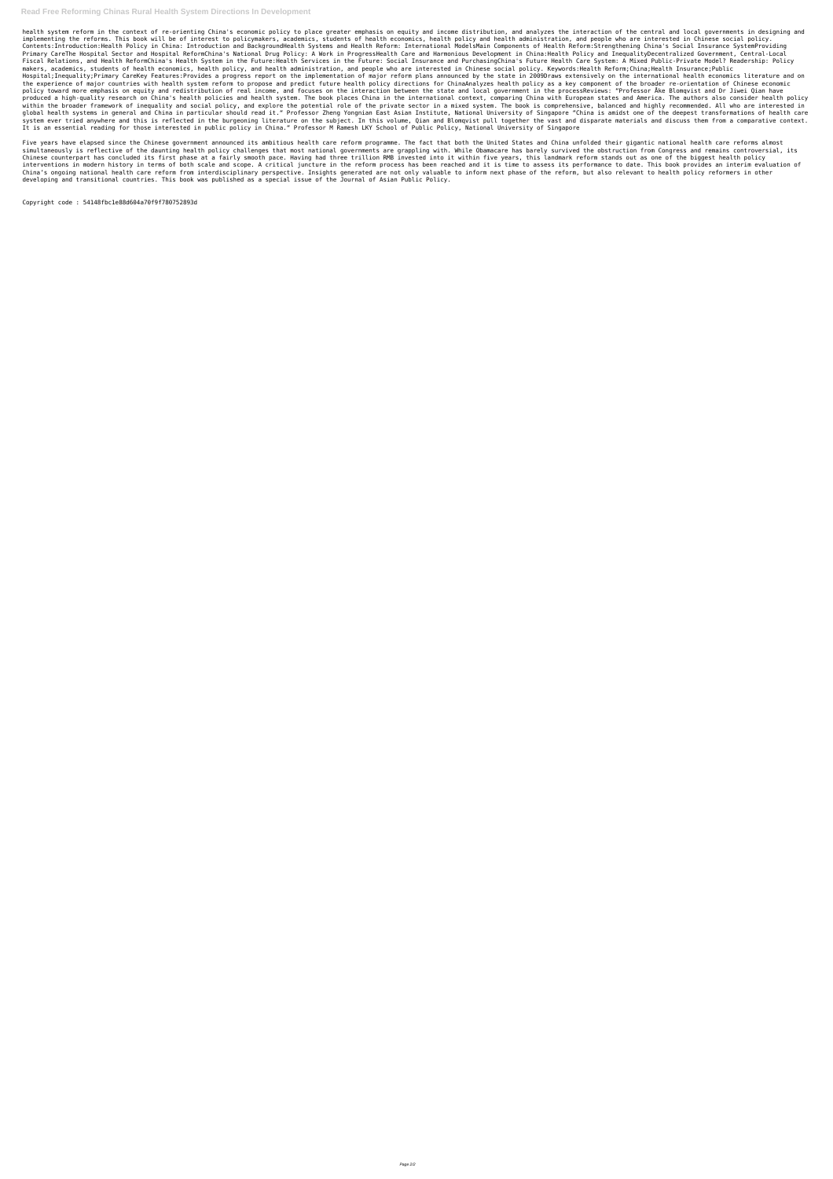health system reform in the context of re-orienting China's economic policy to place greater emphasis on equity and income distribution, and analyzes the interaction of the central and local governments in designing and implementing the reforms. This book will be of interest to policymakers, academics, students of health economics, health policy and health administration, and people who are interested in Chinese social policy. Contents:Introduction:Health Policy in China: Introduction and BackgroundHealth Systems and Health Reform: International ModelsMain Components of Health Reform:Strengthening China's Social Insurance SystemProviding Primary CareThe Hospital Sector and Hospital ReformChina's National Drug Policy: A Work in ProgressHealth Care and Harmonious Development in China:Health Policy and InequalityDecentralized Government, Central–Local Fiscal Relations, and Health ReformChina's Health System in the Future:Health Services in the Future: Social Insurance and PurchasingChina's Future Health Care System: A Mixed Public-Private Model? Readership: Policy makers, academics, students of health economics, health policy, and health administration, and people who are interested in Chinese social policy. Keywords:Health Reform;China;Health Insurance;Public Hospital;Inequality;Primary CareKey Features:Provides a progress report on the implementation of major reform plans announced by the state in 2009Draws extensively on the international health economics literature and on the experience of major countries with health system reform to propose and predict future health policy directions for ChinaAnalyzes health policy as a key component of the broader re-orientation of Chinese economic policy toward more emphasis on equity and redistribution of real income, and focuses on the interaction between the state and local government in the processReviews: "Professor Åke Blomqvist and Dr Jiwei Qian have produced a high-quality research on China's health policies and health system. The book places China in the international context, comparing China with European states and America. The authors also consider health policy within the broader framework of inequality and social policy, and explore the potential role of the private sector in a mixed system. The book is comprehensive, balanced and highly recommended. All who are interested in global health systems in general and China in particular should read it." Professor Zheng Yongnian East Asian Institute, National University of Singapore "China is amidst one of the deepest transformations of health care system ever tried anywhere and this is reflected in the burgeoning literature on the subject. In this volume, Qian and Blomqvist pull together the vast and disparate materials and discuss them from a comparative context. It is an essential reading for those interested in public policy in China." Professor M Ramesh LKY School of Public Policy, National University of Singapore

Five years have elapsed since the Chinese government announced its ambitious health care reform programme. The fact that both the United States and China unfolded their gigantic national health care reforms almost simultaneously is reflective of the daunting health policy challenges that most national governments are grappling with. While Obamacare has barely survived the obstruction from Congress and remains controversial, its Chinese counterpart has concluded its first phase at a fairly smooth pace. Having had three trillion RMB invested into it within five years, this landmark reform stands out as one of the biggest health policy interventions in modern history in terms of both scale and scope. A critical juncture in the reform process has been reached and it is time to assess its performance to date. This book provides an interim evaluation of China's ongoing national health care reform from interdisciplinary perspective. Insights generated are not only valuable to inform next phase of the reform, but also relevant to health policy reformers in other developing and transitional countries. This book was published as a special issue of the Journal of Asian Public Policy.

Copyright code : 54148fbc1e88d604a70f9f780752893d